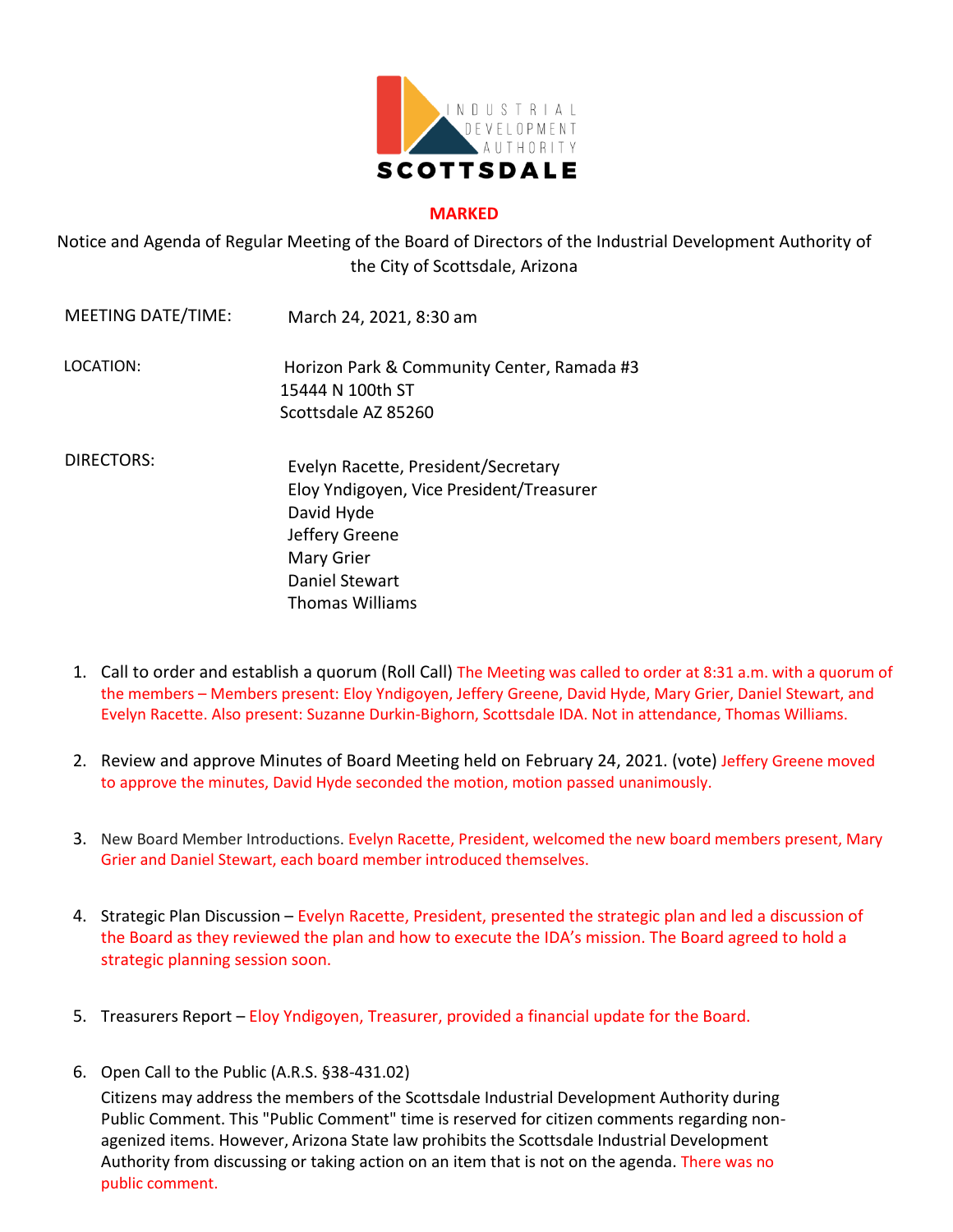INDUSTRIAL DEVELOPMENT AUTHORITY SCOTTSDALE

**MARKED**

Notice and Agenda of Regular Meeting of the Board of Directors of the Industrial Development Authority of the City of Scottsdale, Arizona

MEETING DATE/TIME: March 24, 2021, 8:30 am

LOCATION: Horizon Park & Community Center, Ramada #3
15444 N 100th ST
Scottsdale AZ 85260

DIRECTORS:
Evelyn Racette, President/Secretary
Eloy Yndigoyen, Vice President/Treasurer
David Hyde
Jeffery Greene
Mary Grier
Daniel Stewart
Thomas Williams

1. Call to order and establish a quorum (Roll Call) The Meeting was called to order at 8:31 a.m. with a quorum of the members – Members present: Eloy Yndigoyen, Jeffery Greene, David Hyde, Mary Grier, Daniel Stewart, and Evelyn Racette. Also present: Suzanne Durkin-Bighorn, Scottsdale IDA. Not in attendance, Thomas Williams.

2. Review and approve Minutes of Board Meeting held on February 24, 2021. (vote) Jeffery Greene moved to approve the minutes, David Hyde seconded the motion, motion passed unanimously.

3. New Board Member Introductions. Evelyn Racette, President, welcomed the new board members present, Mary Grier and Daniel Stewart, each board member introduced themselves.

4. Strategic Plan Discussion – Evelyn Racette, President, presented the strategic plan and led a discussion of the Board as they reviewed the plan and how to execute the IDA's mission. The Board agreed to hold a strategic planning session soon.

5. Treasurers Report – Eloy Yndigoyen, Treasurer, provided a financial update for the Board.

6. Open Call to the Public (A.R.S. §38-431.02)
Citizens may address the members of the Scottsdale Industrial Development Authority during Public Comment. This "Public Comment" time is reserved for citizen comments regarding non-agenized items. However, Arizona State law prohibits the Scottsdale Industrial Development Authority from discussing or taking action on an item that is not on the agenda. There was no public comment.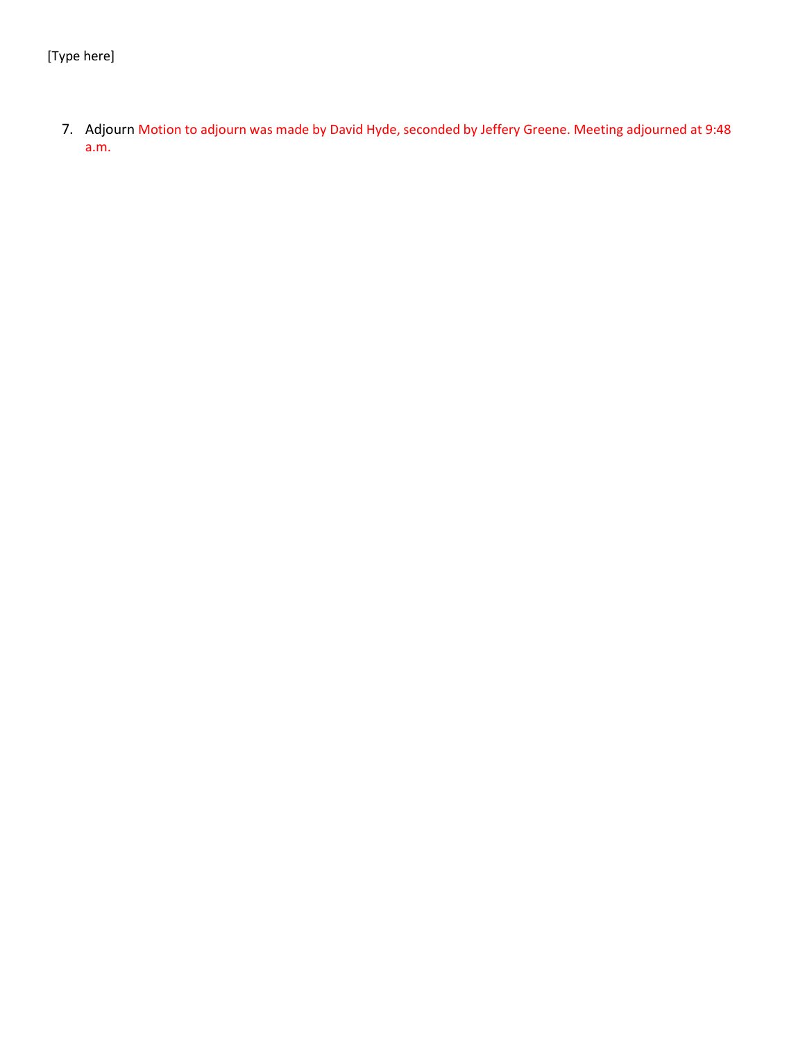7. Adjourn Motion to adjourn was made by David Hyde, seconded by Jeffery Greene. Meeting adjourned at 9:48 a.m.